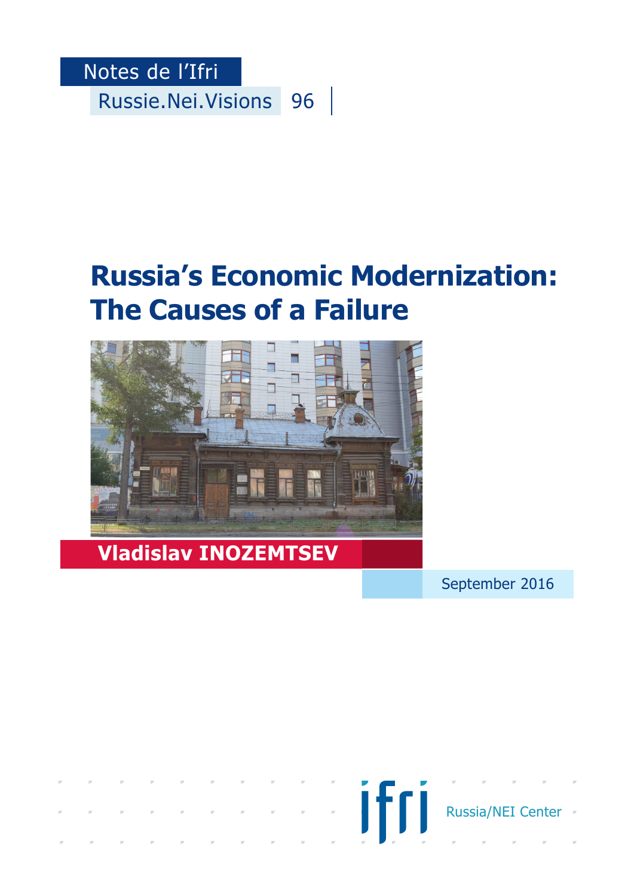Notes de l'Ifri

Russie.Nei.Visions 96

# Russia's Economic Modernization: The Causes of a Failure

**Vladislav INOZEMTSEV**

September 2016

Russia/NEI Center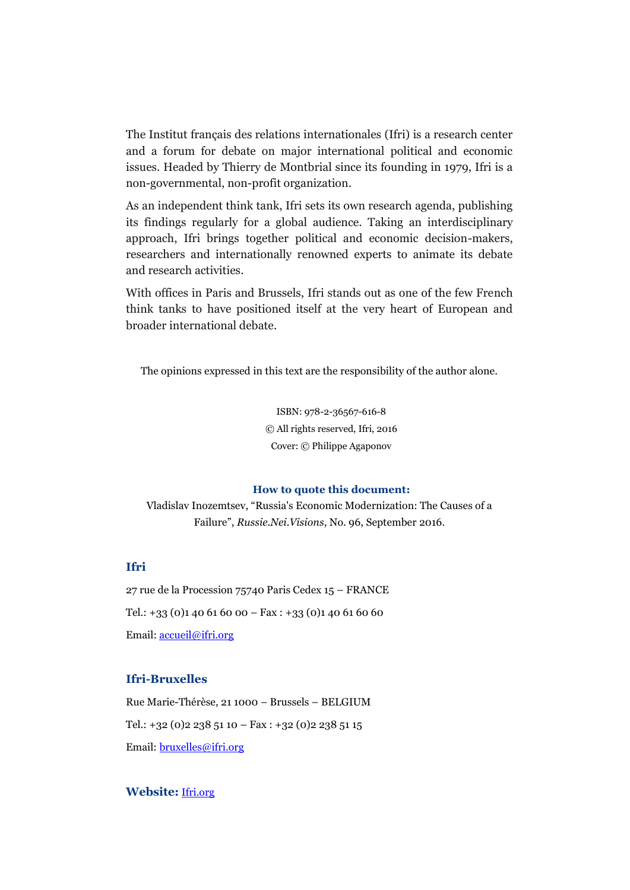The Institut français des relations internationales (Ifri) is a research center and a forum for debate on major international political and economic issues. Headed by Thierry de Montbrial since its founding in 1979, Ifri is a non-governmental, non-profit organization.

As an independent think tank, Ifri sets its own research agenda, publishing its findings regularly for a global audience. Taking an interdisciplinary approach, Ifri brings together political and economic decision-makers, researchers and internationally renowned experts to animate its debate and research activities.

With offices in Paris and Brussels, Ifri stands out as one of the few French think tanks to have positioned itself at the very heart of European and broader international debate.

The opinions expressed in this text are the responsibility of the author alone.

ISBN: 978-2-36567-616-8
© All rights reserved, Ifri, 2016
Cover: © Philippe Agaponov

**How to quote this document:**

Vladislav Inozemtsev, “Russia's Economic Modernization: The Causes of a Failure”, *Russie.Nei.Visions*, No. 96, September 2016.

### Ifri

27 rue de la Procession 75740 Paris Cedex 15 – FRANCE

Tel.: +33 (0)1 40 61 60 00 – Fax : +33 (0)1 40 61 60 60

Email: accueil@ifri.org

### Ifri-Bruxelles

Rue Marie-Thérèse, 21 1000 – Brussels – BELGIUM

Tel.: +32 (0)2 238 51 10 – Fax : +32 (0)2 238 51 15

Email: bruxelles@ifri.org

**Website:** Ifri.org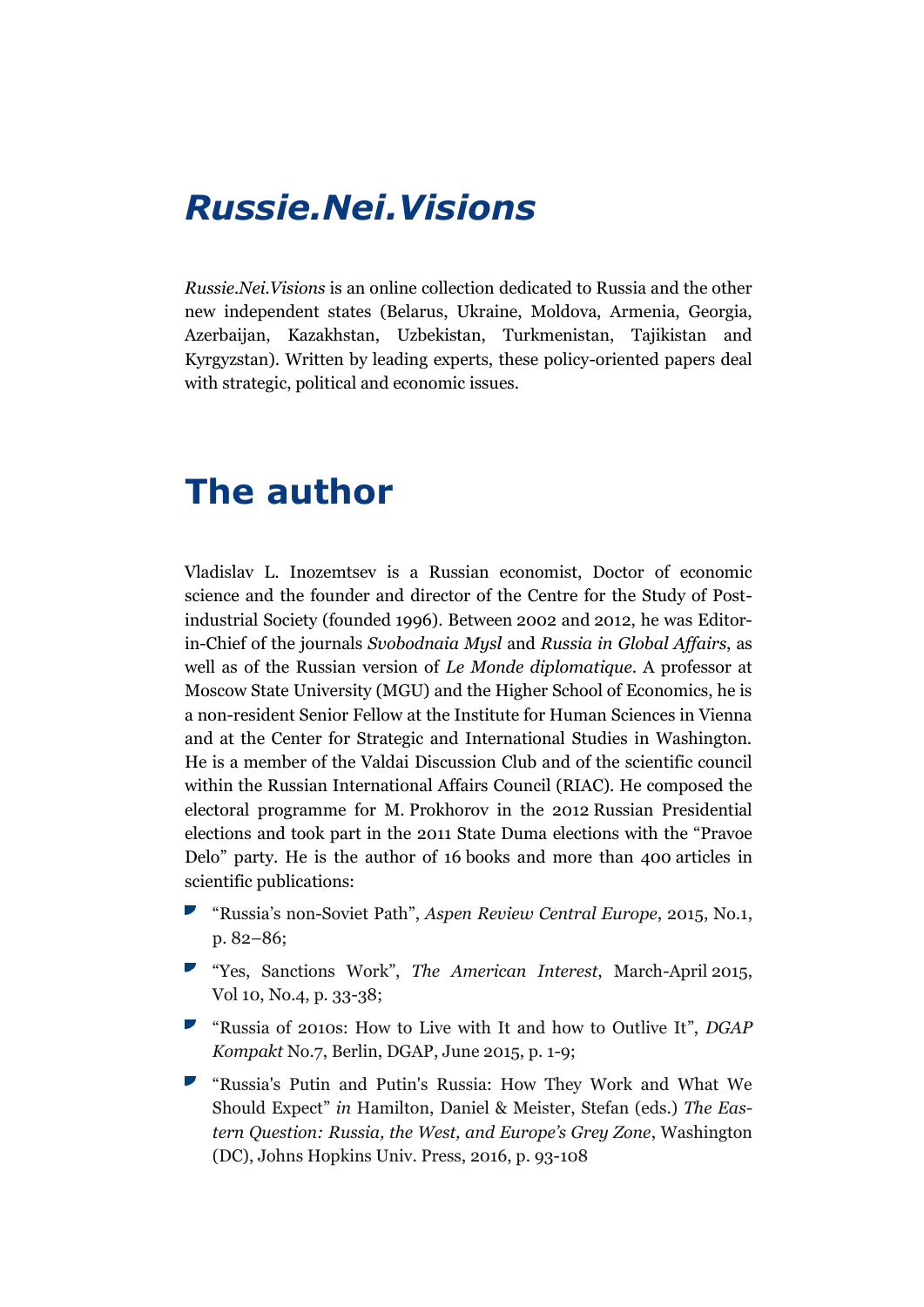# *Russie.Nei.Visions*

*Russie.Nei.Visions* is an online collection dedicated to Russia and the other new independent states (Belarus, Ukraine, Moldova, Armenia, Georgia, Azerbaijan, Kazakhstan, Uzbekistan, Turkmenistan, Tajikistan and Kyrgyzstan). Written by leading experts, these policy-oriented papers deal with strategic, political and economic issues.

# The author

Vladislav L. Inozemtsev is a Russian economist, Doctor of economic science and the founder and director of the Centre for the Study of Post-industrial Society (founded 1996). Between 2002 and 2012, he was Editor-in-Chief of the journals *Svobodnaia Mysl* and *Russia in Global Affairs*, as well as of the Russian version of *Le Monde diplomatique*. A professor at Moscow State University (MGU) and the Higher School of Economics, he is a non-resident Senior Fellow at the Institute for Human Sciences in Vienna and at the Center for Strategic and International Studies in Washington. He is a member of the Valdai Discussion Club and of the scientific council within the Russian International Affairs Council (RIAC). He composed the electoral programme for M. Prokhorov in the 2012 Russian Presidential elections and took part in the 2011 State Duma elections with the "Pravoe Delo" party. He is the author of 16 books and more than 400 articles in scientific publications:

- "Russia's non-Soviet Path", *Aspen Review Central Europe*, 2015, No.1, p. 82–86;
- "Yes, Sanctions Work", *The American Interest*, March-April 2015, Vol 10, No.4, p. 33-38;
- "Russia of 2010s: How to Live with It and how to Outlive It", *DGAP Kompakt* No.7, Berlin, DGAP, June 2015, p. 1-9;
- "Russia's Putin and Putin's Russia: How They Work and What We Should Expect" *in* Hamilton, Daniel & Meister, Stefan (eds.) *The Eastern Question: Russia, the West, and Europe's Grey Zone*, Washington (DC), Johns Hopkins Univ. Press, 2016, p. 93-108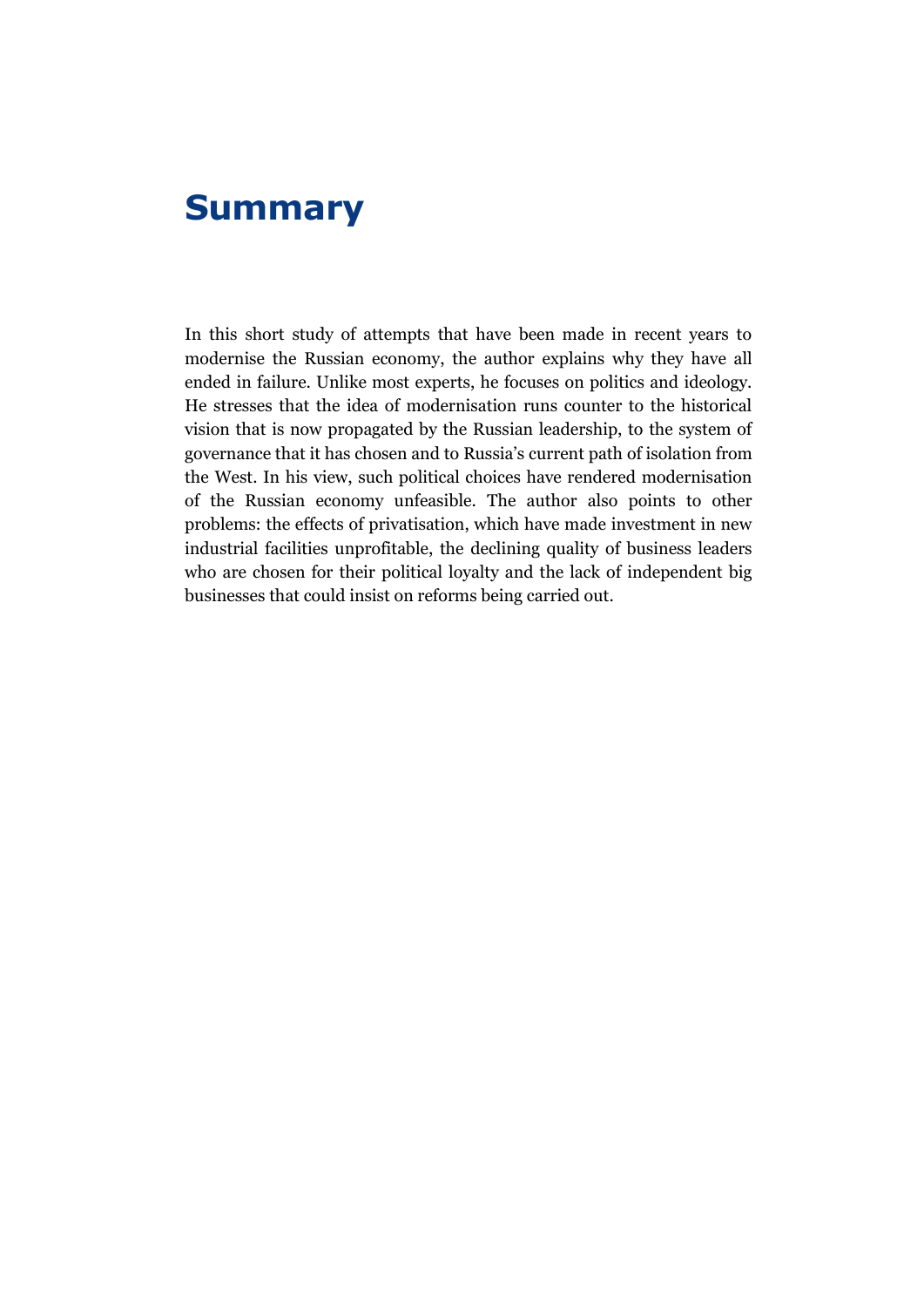# Summary

In this short study of attempts that have been made in recent years to modernise the Russian economy, the author explains why they have all ended in failure. Unlike most experts, he focuses on politics and ideology. He stresses that the idea of modernisation runs counter to the historical vision that is now propagated by the Russian leadership, to the system of governance that it has chosen and to Russia's current path of isolation from the West. In his view, such political choices have rendered modernisation of the Russian economy unfeasible. The author also points to other problems: the effects of privatisation, which have made investment in new industrial facilities unprofitable, the declining quality of business leaders who are chosen for their political loyalty and the lack of independent big businesses that could insist on reforms being carried out.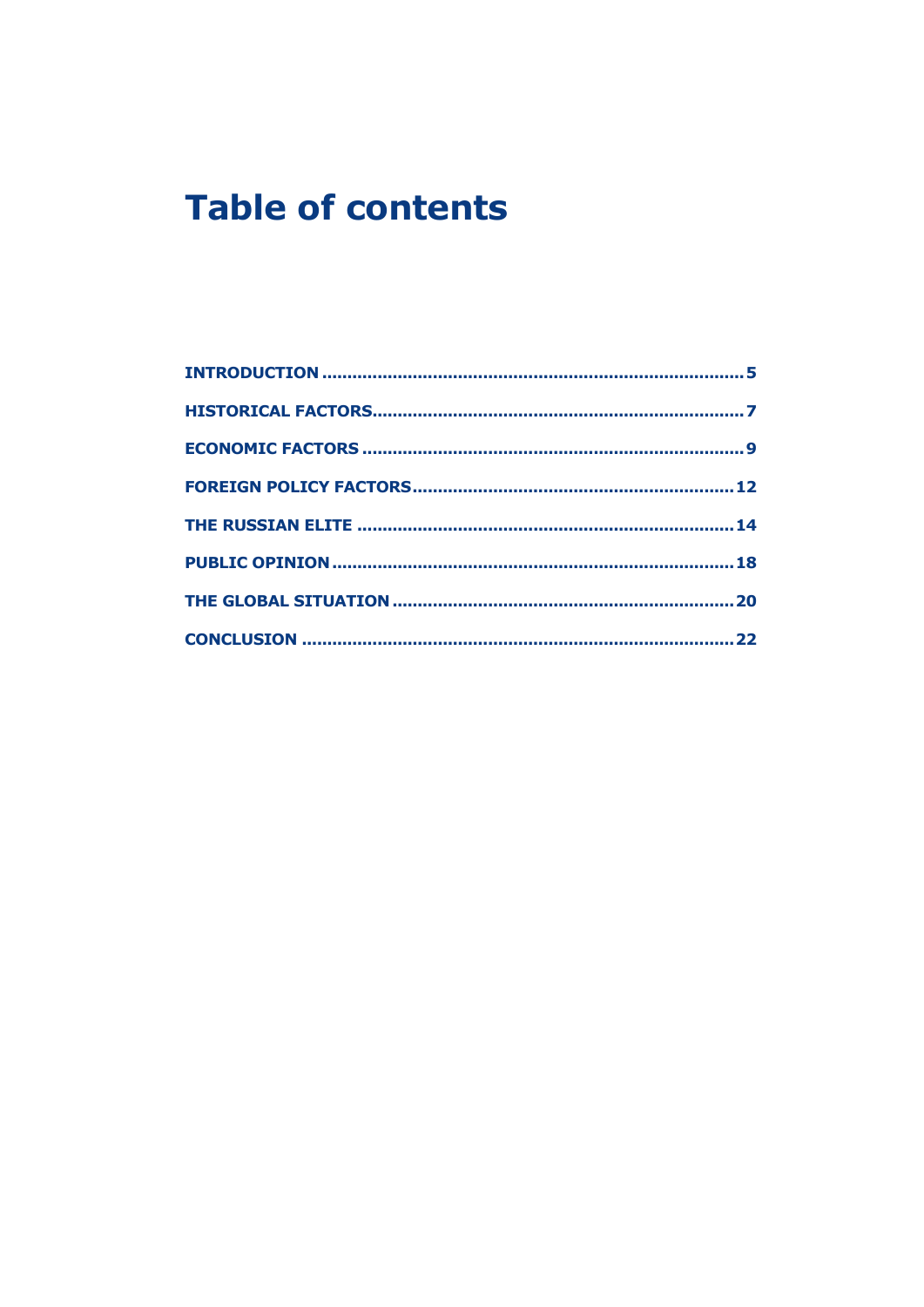# Table of contents

INTRODUCTION .................................................................................. 5

HISTORICAL FACTORS......................................................................... 7

ECONOMIC FACTORS .......................................................................... 9

FOREIGN POLICY FACTORS.............................................................. 12

THE RUSSIAN ELITE ......................................................................... 14

PUBLIC OPINION.............................................................................. 18

THE GLOBAL SITUATION .................................................................. 20

CONCLUSION .................................................................................... 22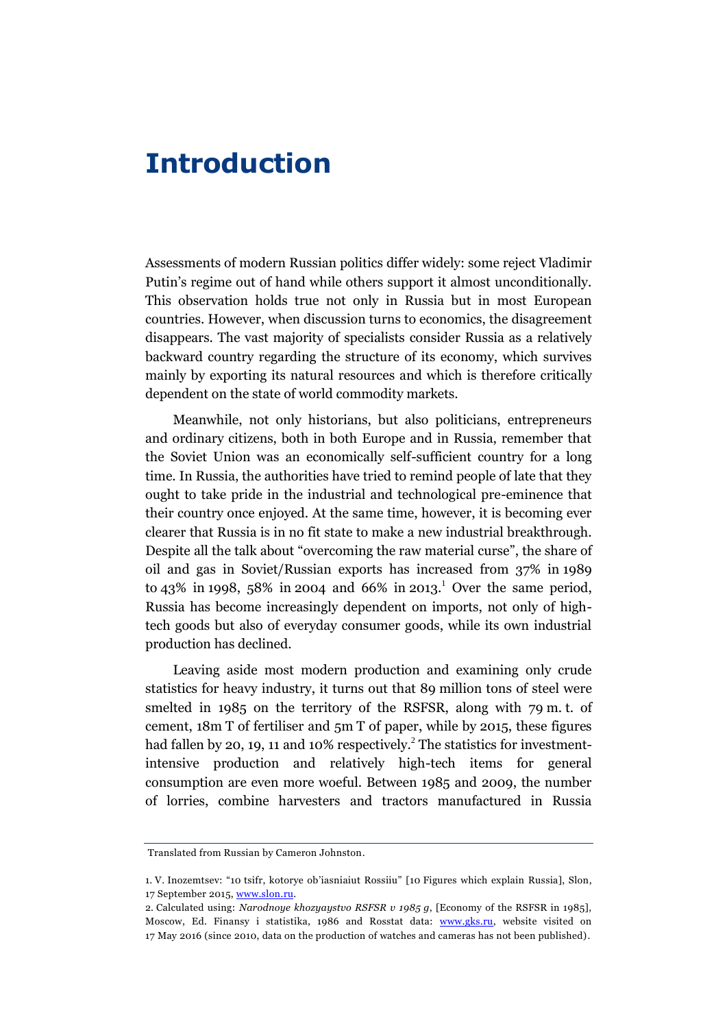# Introduction

Assessments of modern Russian politics differ widely: some reject Vladimir Putin's regime out of hand while others support it almost unconditionally. This observation holds true not only in Russia but in most European countries. However, when discussion turns to economics, the disagreement disappears. The vast majority of specialists consider Russia as a relatively backward country regarding the structure of its economy, which survives mainly by exporting its natural resources and which is therefore critically dependent on the state of world commodity markets.

Meanwhile, not only historians, but also politicians, entrepreneurs and ordinary citizens, both in both Europe and in Russia, remember that the Soviet Union was an economically self-sufficient country for a long time. In Russia, the authorities have tried to remind people of late that they ought to take pride in the industrial and technological pre-eminence that their country once enjoyed. At the same time, however, it is becoming ever clearer that Russia is in no fit state to make a new industrial breakthrough. Despite all the talk about "overcoming the raw material curse", the share of oil and gas in Soviet/Russian exports has increased from 37% in 1989 to 43% in 1998, 58% in 2004 and 66% in 2013.[1] Over the same period, Russia has become increasingly dependent on imports, not only of high-tech goods but also of everyday consumer goods, while its own industrial production has declined.

Leaving aside most modern production and examining only crude statistics for heavy industry, it turns out that 89 million tons of steel were smelted in 1985 on the territory of the RSFSR, along with 79 m. t. of cement, 18m T of fertiliser and 5m T of paper, while by 2015, these figures had fallen by 20, 19, 11 and 10% respectively.[2] The statistics for investment-intensive production and relatively high-tech items for general consumption are even more woeful. Between 1985 and 2009, the number of lorries, combine harvesters and tractors manufactured in Russia

---

Translated from Russian by Cameron Johnston.

1. V. Inozemtsev: "10 tsifr, kotorye ob'iasniaiut Rossiiu" [10 Figures which explain Russia], Slon, 17 September 2015, www.slon.ru.

2. Calculated using: *Narodnoye khozyaystvo RSFSR v 1985 g*, [Economy of the RSFSR in 1985], Moscow, Ed. Finansy i statistika, 1986 and Rosstat data: www.gks.ru, website visited on 17 May 2016 (since 2010, data on the production of watches and cameras has not been published).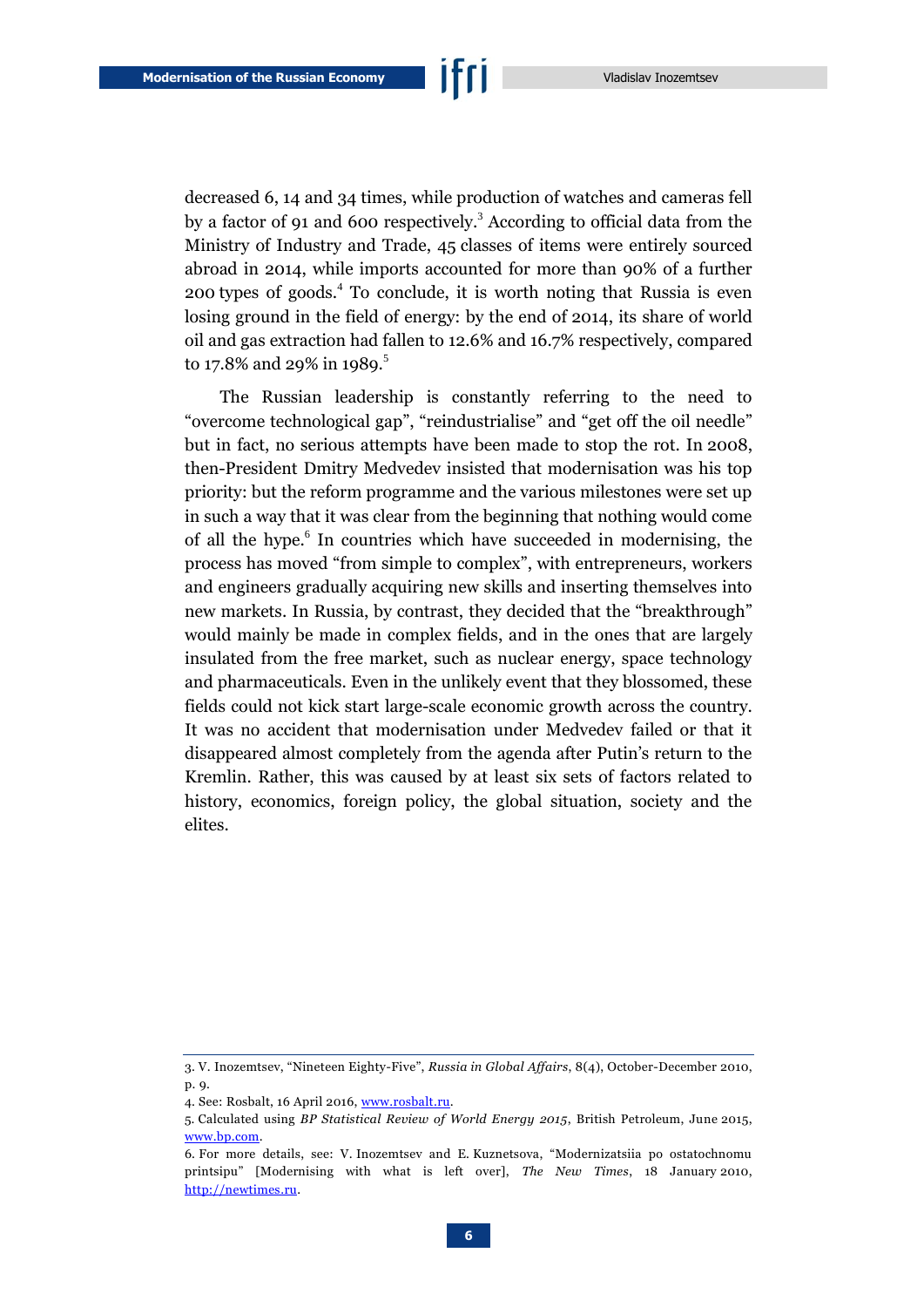decreased 6, 14 and 34 times, while production of watches and cameras fell by a factor of 91 and 600 respectively.[3] According to official data from the Ministry of Industry and Trade, 45 classes of items were entirely sourced abroad in 2014, while imports accounted for more than 90% of a further 200 types of goods.[4] To conclude, it is worth noting that Russia is even losing ground in the field of energy: by the end of 2014, its share of world oil and gas extraction had fallen to 12.6% and 16.7% respectively, compared to 17.8% and 29% in 1989.[5]

The Russian leadership is constantly referring to the need to "overcome technological gap", "reindustrialise" and "get off the oil needle" but in fact, no serious attempts have been made to stop the rot. In 2008, then-President Dmitry Medvedev insisted that modernisation was his top priority: but the reform programme and the various milestones were set up in such a way that it was clear from the beginning that nothing would come of all the hype.[6] In countries which have succeeded in modernising, the process has moved "from simple to complex", with entrepreneurs, workers and engineers gradually acquiring new skills and inserting themselves into new markets. In Russia, by contrast, they decided that the "breakthrough" would mainly be made in complex fields, and in the ones that are largely insulated from the free market, such as nuclear energy, space technology and pharmaceuticals. Even in the unlikely event that they blossomed, these fields could not kick start large-scale economic growth across the country. It was no accident that modernisation under Medvedev failed or that it disappeared almost completely from the agenda after Putin's return to the Kremlin. Rather, this was caused by at least six sets of factors related to history, economics, foreign policy, the global situation, society and the elites.

---

3. V. Inozemtsev, "Nineteen Eighty-Five", *Russia in Global Affairs*, 8(4), October-December 2010, p. 9.

4. See: Rosbalt, 16 April 2016, www.rosbalt.ru.

5. Calculated using *BP Statistical Review of World Energy 2015*, British Petroleum, June 2015, www.bp.com.

6. For more details, see: V. Inozemtsev and E. Kuznetsova, "Modernizatsiia po ostatochnomu printsipu" [Modernising with what is left over], *The New Times*, 18 January 2010, http://newtimes.ru.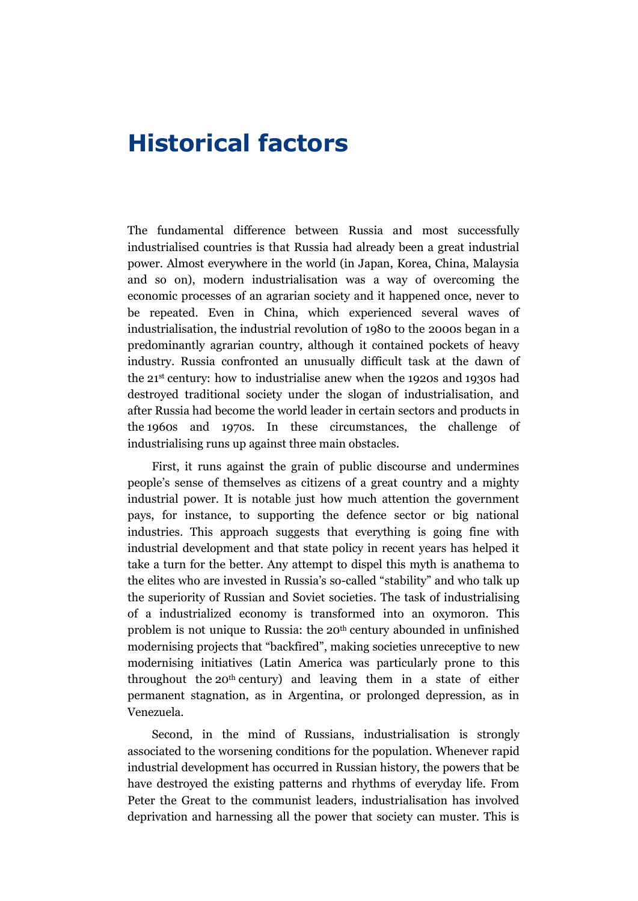# Historical factors

The fundamental difference between Russia and most successfully industrialised countries is that Russia had already been a great industrial power. Almost everywhere in the world (in Japan, Korea, China, Malaysia and so on), modern industrialisation was a way of overcoming the economic processes of an agrarian society and it happened once, never to be repeated. Even in China, which experienced several waves of industrialisation, the industrial revolution of 1980 to the 2000s began in a predominantly agrarian country, although it contained pockets of heavy industry. Russia confronted an unusually difficult task at the dawn of the 21st century: how to industrialise anew when the 1920s and 1930s had destroyed traditional society under the slogan of industrialisation, and after Russia had become the world leader in certain sectors and products in the 1960s and 1970s. In these circumstances, the challenge of industrialising runs up against three main obstacles.

First, it runs against the grain of public discourse and undermines people's sense of themselves as citizens of a great country and a mighty industrial power. It is notable just how much attention the government pays, for instance, to supporting the defence sector or big national industries. This approach suggests that everything is going fine with industrial development and that state policy in recent years has helped it take a turn for the better. Any attempt to dispel this myth is anathema to the elites who are invested in Russia's so-called "stability" and who talk up the superiority of Russian and Soviet societies. The task of industrialising of a industrialized economy is transformed into an oxymoron. This problem is not unique to Russia: the 20th century abounded in unfinished modernising projects that "backfired", making societies unreceptive to new modernising initiatives (Latin America was particularly prone to this throughout the 20th century) and leaving them in a state of either permanent stagnation, as in Argentina, or prolonged depression, as in Venezuela.

Second, in the mind of Russians, industrialisation is strongly associated to the worsening conditions for the population. Whenever rapid industrial development has occurred in Russian history, the powers that be have destroyed the existing patterns and rhythms of everyday life. From Peter the Great to the communist leaders, industrialisation has involved deprivation and harnessing all the power that society can muster. This is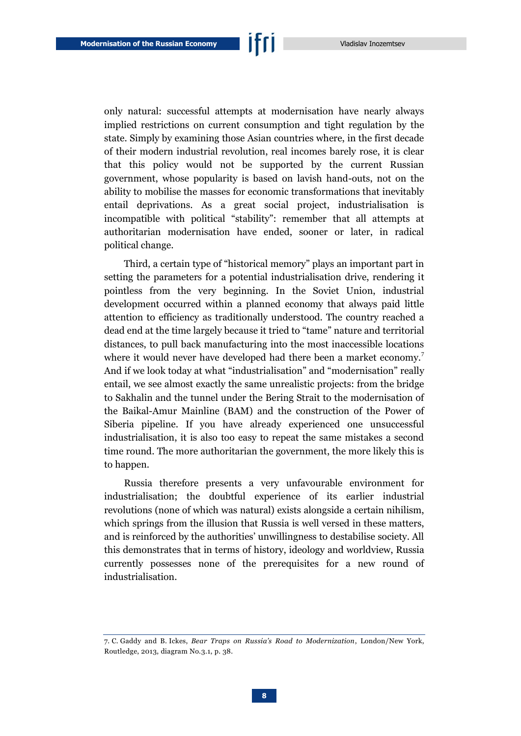only natural: successful attempts at modernisation have nearly always implied restrictions on current consumption and tight regulation by the state. Simply by examining those Asian countries where, in the first decade of their modern industrial revolution, real incomes barely rose, it is clear that this policy would not be supported by the current Russian government, whose popularity is based on lavish hand-outs, not on the ability to mobilise the masses for economic transformations that inevitably entail deprivations. As a great social project, industrialisation is incompatible with political "stability": remember that all attempts at authoritarian modernisation have ended, sooner or later, in radical political change.

Third, a certain type of "historical memory" plays an important part in setting the parameters for a potential industrialisation drive, rendering it pointless from the very beginning. In the Soviet Union, industrial development occurred within a planned economy that always paid little attention to efficiency as traditionally understood. The country reached a dead end at the time largely because it tried to "tame" nature and territorial distances, to pull back manufacturing into the most inaccessible locations where it would never have developed had there been a market economy.[7] And if we look today at what "industrialisation" and "modernisation" really entail, we see almost exactly the same unrealistic projects: from the bridge to Sakhalin and the tunnel under the Bering Strait to the modernisation of the Baikal-Amur Mainline (BAM) and the construction of the Power of Siberia pipeline. If you have already experienced one unsuccessful industrialisation, it is also too easy to repeat the same mistakes a second time round. The more authoritarian the government, the more likely this is to happen.

Russia therefore presents a very unfavourable environment for industrialisation; the doubtful experience of its earlier industrial revolutions (none of which was natural) exists alongside a certain nihilism, which springs from the illusion that Russia is well versed in these matters, and is reinforced by the authorities' unwillingness to destabilise society. All this demonstrates that in terms of history, ideology and worldview, Russia currently possesses none of the prerequisites for a new round of industrialisation.

---

7. C. Gaddy and B. Ickes, *Bear Traps on Russia's Road to Modernization*, London/New York, Routledge, 2013, diagram No.3.1, p. 38.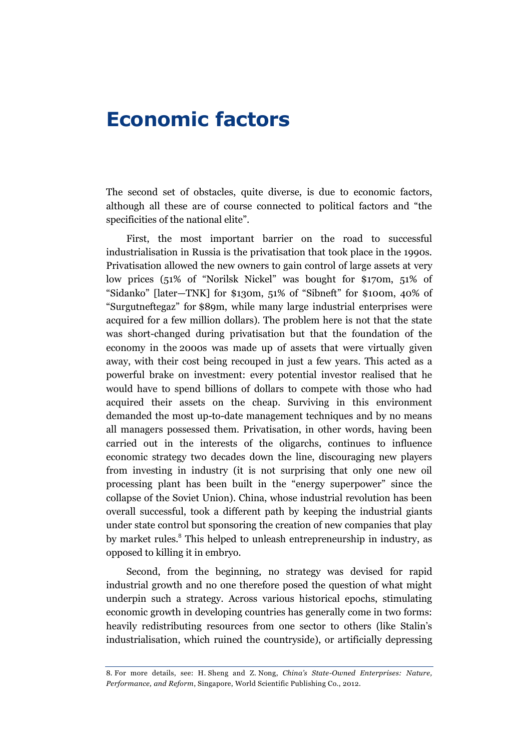# Economic factors

The second set of obstacles, quite diverse, is due to economic factors, although all these are of course connected to political factors and "the specificities of the national elite".

First, the most important barrier on the road to successful industrialisation in Russia is the privatisation that took place in the 1990s. Privatisation allowed the new owners to gain control of large assets at very low prices (51% of "Norilsk Nickel" was bought for $170m, 51% of "Sidanko" [later—TNK] for $130m, 51% of "Sibneft" for $100m, 40% of "Surgutneftegaz" for $89m, while many large industrial enterprises were acquired for a few million dollars). The problem here is not that the state was short-changed during privatisation but that the foundation of the economy in the 2000s was made up of assets that were virtually given away, with their cost being recouped in just a few years. This acted as a powerful brake on investment: every potential investor realised that he would have to spend billions of dollars to compete with those who had acquired their assets on the cheap. Surviving in this environment demanded the most up-to-date management techniques and by no means all managers possessed them. Privatisation, in other words, having been carried out in the interests of the oligarchs, continues to influence economic strategy two decades down the line, discouraging new players from investing in industry (it is not surprising that only one new oil processing plant has been built in the "energy superpower" since the collapse of the Soviet Union). China, whose industrial revolution has been overall successful, took a different path by keeping the industrial giants under state control but sponsoring the creation of new companies that play by market rules.[8] This helped to unleash entrepreneurship in industry, as opposed to killing it in embryo.

Second, from the beginning, no strategy was devised for rapid industrial growth and no one therefore posed the question of what might underpin such a strategy. Across various historical epochs, stimulating economic growth in developing countries has generally come in two forms: heavily redistributing resources from one sector to others (like Stalin's industrialisation, which ruined the countryside), or artificially depressing

8. For more details, see: H. Sheng and Z. Nong, *China's State-Owned Enterprises: Nature, Performance, and Reform*, Singapore, World Scientific Publishing Co., 2012.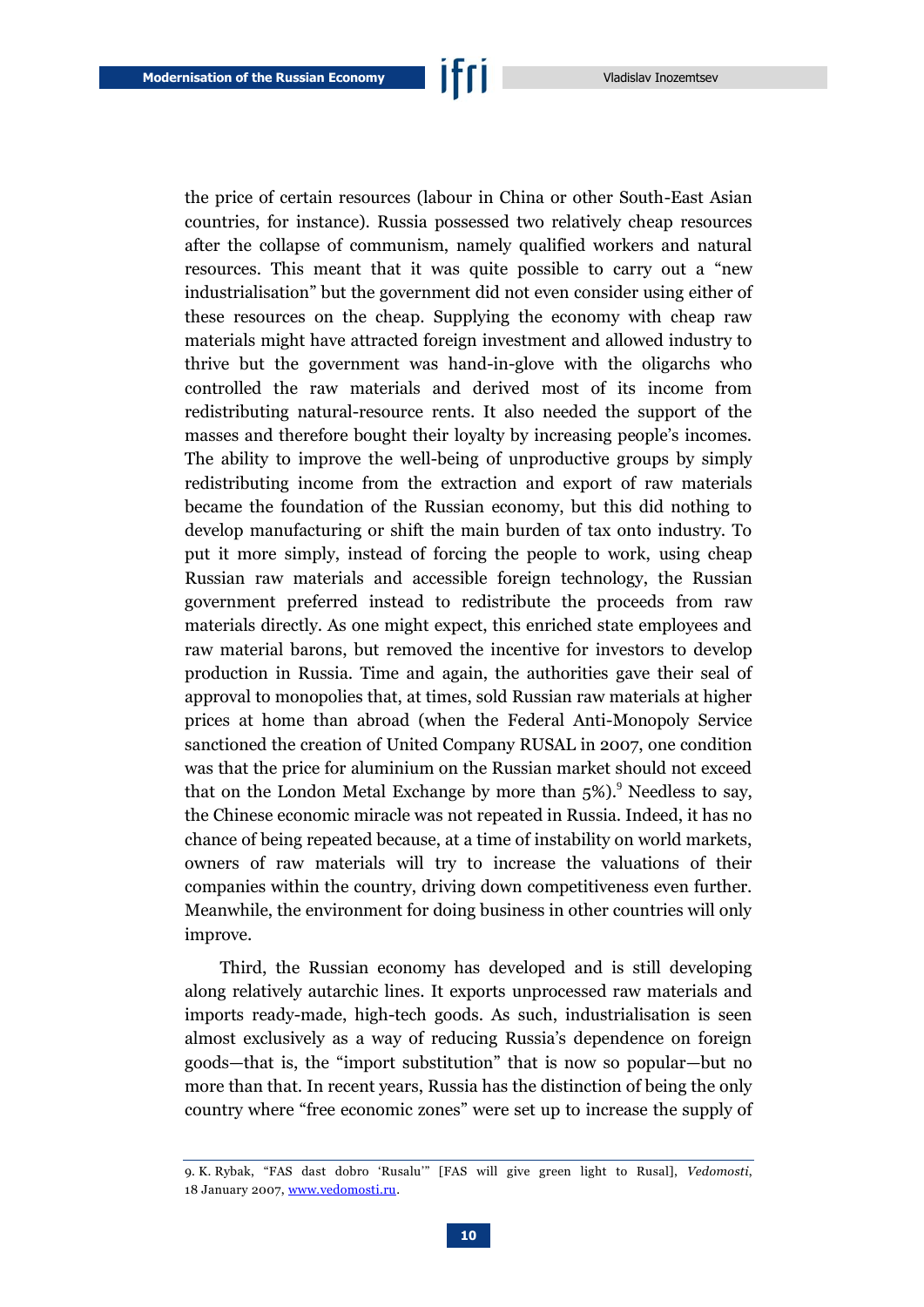the price of certain resources (labour in China or other South-East Asian countries, for instance). Russia possessed two relatively cheap resources after the collapse of communism, namely qualified workers and natural resources. This meant that it was quite possible to carry out a "new industrialisation" but the government did not even consider using either of these resources on the cheap. Supplying the economy with cheap raw materials might have attracted foreign investment and allowed industry to thrive but the government was hand-in-glove with the oligarchs who controlled the raw materials and derived most of its income from redistributing natural-resource rents. It also needed the support of the masses and therefore bought their loyalty by increasing people's incomes. The ability to improve the well-being of unproductive groups by simply redistributing income from the extraction and export of raw materials became the foundation of the Russian economy, but this did nothing to develop manufacturing or shift the main burden of tax onto industry. To put it more simply, instead of forcing the people to work, using cheap Russian raw materials and accessible foreign technology, the Russian government preferred instead to redistribute the proceeds from raw materials directly. As one might expect, this enriched state employees and raw material barons, but removed the incentive for investors to develop production in Russia. Time and again, the authorities gave their seal of approval to monopolies that, at times, sold Russian raw materials at higher prices at home than abroad (when the Federal Anti-Monopoly Service sanctioned the creation of United Company RUSAL in 2007, one condition was that the price for aluminium on the Russian market should not exceed that on the London Metal Exchange by more than 5%).[9] Needless to say, the Chinese economic miracle was not repeated in Russia. Indeed, it has no chance of being repeated because, at a time of instability on world markets, owners of raw materials will try to increase the valuations of their companies within the country, driving down competitiveness even further. Meanwhile, the environment for doing business in other countries will only improve.

Third, the Russian economy has developed and is still developing along relatively autarchic lines. It exports unprocessed raw materials and imports ready-made, high-tech goods. As such, industrialisation is seen almost exclusively as a way of reducing Russia's dependence on foreign goods—that is, the "import substitution" that is now so popular—but no more than that. In recent years, Russia has the distinction of being the only country where "free economic zones" were set up to increase the supply of

9. K. Rybak, "FAS dast dobro 'Rusalu'" [FAS will give green light to Rusal], *Vedomosti*, 18 January 2007, www.vedomosti.ru.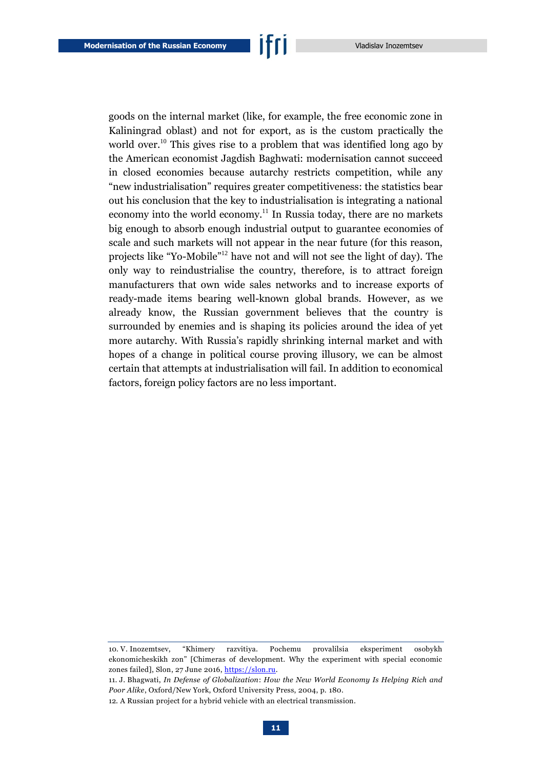goods on the internal market (like, for example, the free economic zone in Kaliningrad oblast) and not for export, as is the custom practically the world over.[10] This gives rise to a problem that was identified long ago by the American economist Jagdish Baghwati: modernisation cannot succeed in closed economies because autarchy restricts competition, while any "new industrialisation" requires greater competitiveness: the statistics bear out his conclusion that the key to industrialisation is integrating a national economy into the world economy.[11] In Russia today, there are no markets big enough to absorb enough industrial output to guarantee economies of scale and such markets will not appear in the near future (for this reason, projects like "Yo-Mobile"[12] have not and will not see the light of day). The only way to reindustrialise the country, therefore, is to attract foreign manufacturers that own wide sales networks and to increase exports of ready-made items bearing well-known global brands. However, as we already know, the Russian government believes that the country is surrounded by enemies and is shaping its policies around the idea of yet more autarchy. With Russia's rapidly shrinking internal market and with hopes of a change in political course proving illusory, we can be almost certain that attempts at industrialisation will fail. In addition to economical factors, foreign policy factors are no less important.

---

10. V. Inozemtsev, "Khimery razvitiya. Pochemu provalilsia eksperiment osobykh ekonomicheskikh zon" [Chimeras of development. Why the experiment with special economic zones failed], Slon, 27 June 2016, https://slon.ru.

11. J. Bhagwati, *In Defense of Globalization*: *How the New World Economy Is Helping Rich and Poor Alike*, Oxford/New York, Oxford University Press, 2004, p. 180.

12. A Russian project for a hybrid vehicle with an electrical transmission.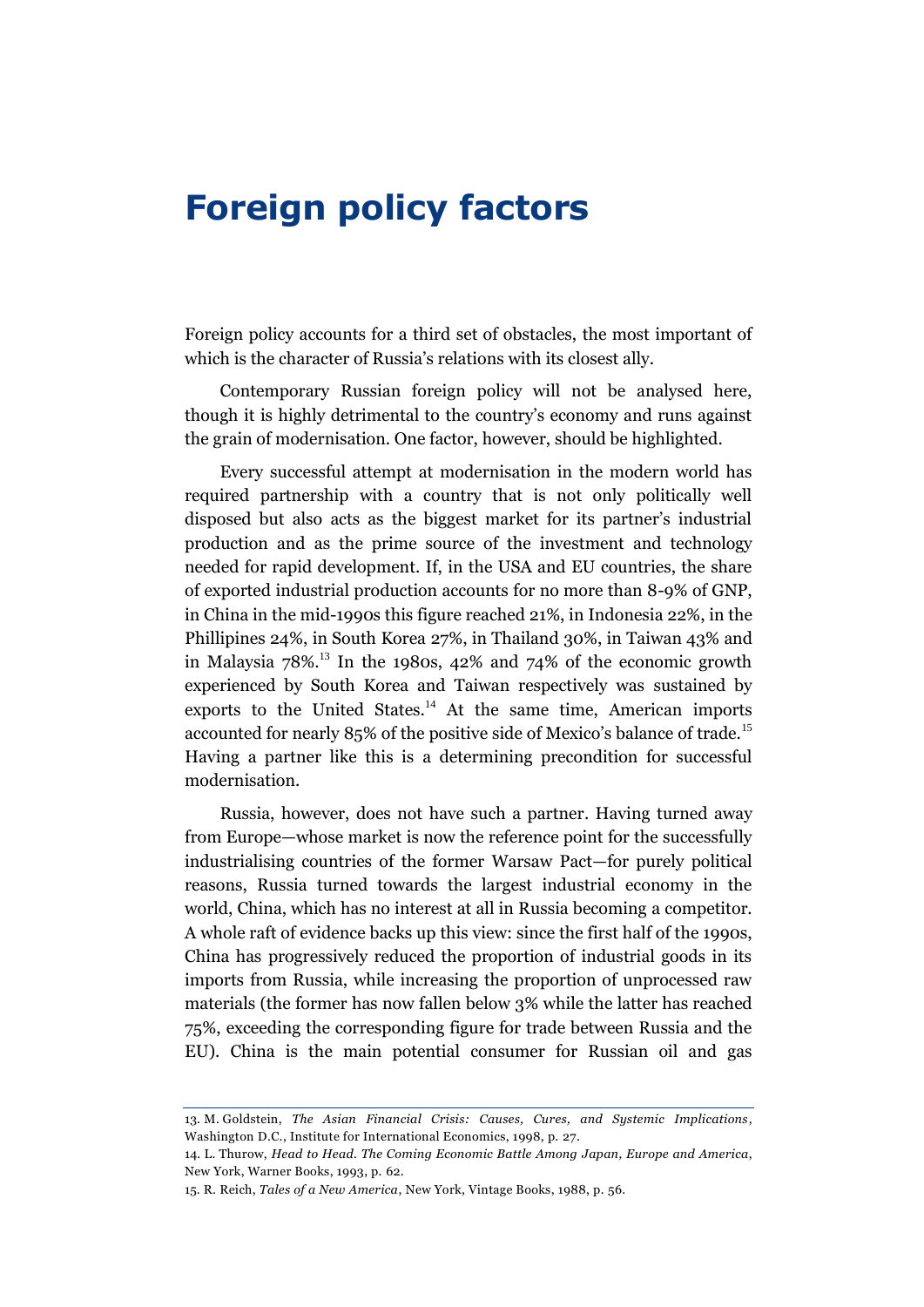# Foreign policy factors

Foreign policy accounts for a third set of obstacles, the most important of which is the character of Russia's relations with its closest ally.

Contemporary Russian foreign policy will not be analysed here, though it is highly detrimental to the country's economy and runs against the grain of modernisation. One factor, however, should be highlighted.

Every successful attempt at modernisation in the modern world has required partnership with a country that is not only politically well disposed but also acts as the biggest market for its partner's industrial production and as the prime source of the investment and technology needed for rapid development. If, in the USA and EU countries, the share of exported industrial production accounts for no more than 8-9% of GNP, in China in the mid-1990s this figure reached 21%, in Indonesia 22%, in the Phillipines 24%, in South Korea 27%, in Thailand 30%, in Taiwan 43% and in Malaysia 78%.[13] In the 1980s, 42% and 74% of the economic growth experienced by South Korea and Taiwan respectively was sustained by exports to the United States.[14] At the same time, American imports accounted for nearly 85% of the positive side of Mexico's balance of trade.[15] Having a partner like this is a determining precondition for successful modernisation.

Russia, however, does not have such a partner. Having turned away from Europe—whose market is now the reference point for the successfully industrialising countries of the former Warsaw Pact—for purely political reasons, Russia turned towards the largest industrial economy in the world, China, which has no interest at all in Russia becoming a competitor. A whole raft of evidence backs up this view: since the first half of the 1990s, China has progressively reduced the proportion of industrial goods in its imports from Russia, while increasing the proportion of unprocessed raw materials (the former has now fallen below 3% while the latter has reached 75%, exceeding the corresponding figure for trade between Russia and the EU). China is the main potential consumer for Russian oil and gas

---

13. M. Goldstein, *The Asian Financial Crisis: Causes, Cures, and Systemic Implications*, Washington D.C., Institute for International Economics, 1998, p. 27.

14. L. Thurow, *Head to Head. The Coming Economic Battle Among Japan, Europe and America*, New York, Warner Books, 1993, p. 62.

15. R. Reich, *Tales of a New America*, New York, Vintage Books, 1988, p. 56.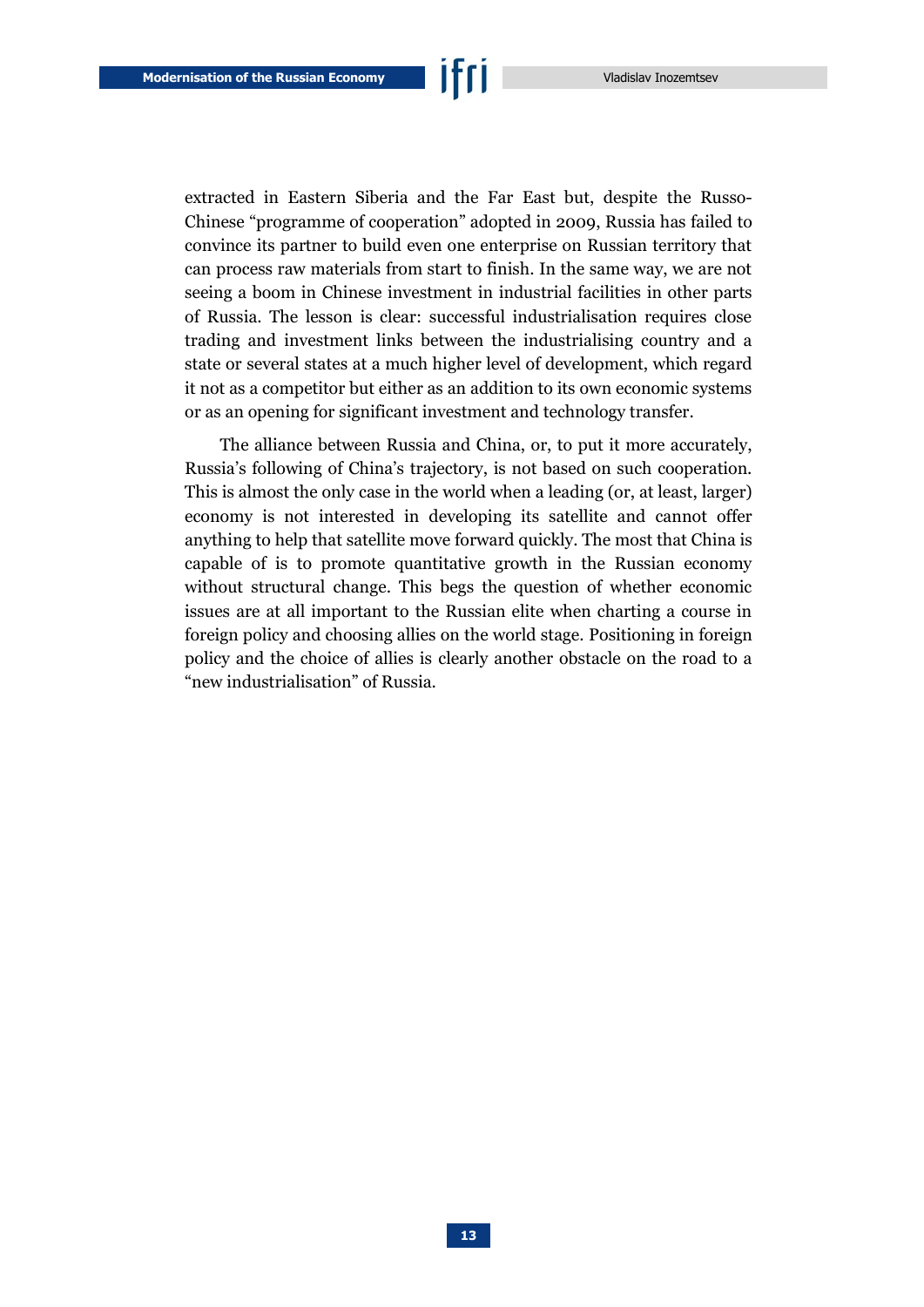extracted in Eastern Siberia and the Far East but, despite the Russo-Chinese "programme of cooperation" adopted in 2009, Russia has failed to convince its partner to build even one enterprise on Russian territory that can process raw materials from start to finish. In the same way, we are not seeing a boom in Chinese investment in industrial facilities in other parts of Russia. The lesson is clear: successful industrialisation requires close trading and investment links between the industrialising country and a state or several states at a much higher level of development, which regard it not as a competitor but either as an addition to its own economic systems or as an opening for significant investment and technology transfer.

The alliance between Russia and China, or, to put it more accurately, Russia's following of China's trajectory, is not based on such cooperation. This is almost the only case in the world when a leading (or, at least, larger) economy is not interested in developing its satellite and cannot offer anything to help that satellite move forward quickly. The most that China is capable of is to promote quantitative growth in the Russian economy without structural change. This begs the question of whether economic issues are at all important to the Russian elite when charting a course in foreign policy and choosing allies on the world stage. Positioning in foreign policy and the choice of allies is clearly another obstacle on the road to a "new industrialisation" of Russia.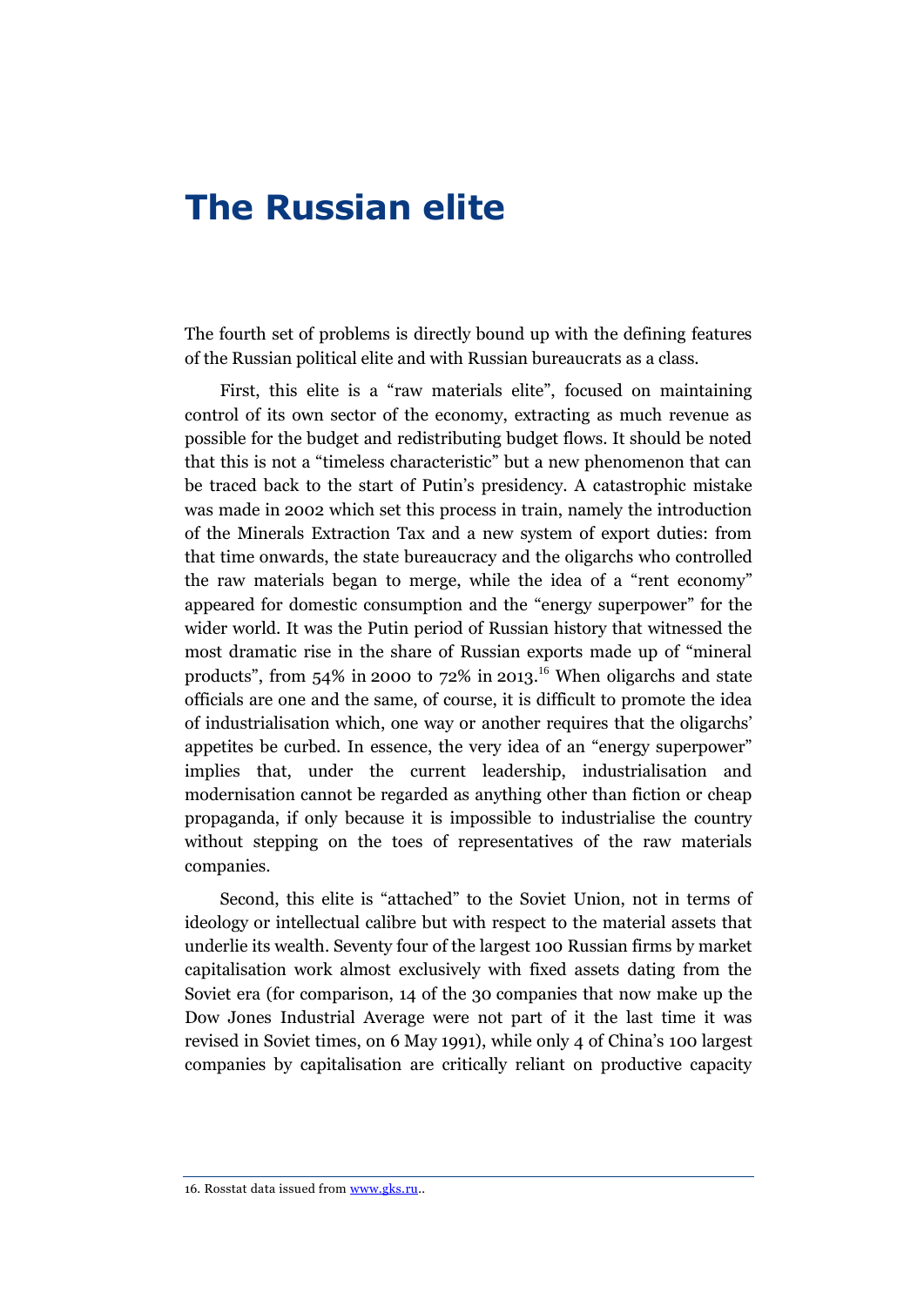# The Russian elite

The fourth set of problems is directly bound up with the defining features of the Russian political elite and with Russian bureaucrats as a class.

First, this elite is a “raw materials elite”, focused on maintaining control of its own sector of the economy, extracting as much revenue as possible for the budget and redistributing budget flows. It should be noted that this is not a “timeless characteristic” but a new phenomenon that can be traced back to the start of Putin’s presidency. A catastrophic mistake was made in 2002 which set this process in train, namely the introduction of the Minerals Extraction Tax and a new system of export duties: from that time onwards, the state bureaucracy and the oligarchs who controlled the raw materials began to merge, while the idea of a “rent economy” appeared for domestic consumption and the “energy superpower” for the wider world. It was the Putin period of Russian history that witnessed the most dramatic rise in the share of Russian exports made up of “mineral products”, from 54% in 2000 to 72% in 2013.[16] When oligarchs and state officials are one and the same, of course, it is difficult to promote the idea of industrialisation which, one way or another requires that the oligarchs’ appetites be curbed. In essence, the very idea of an “energy superpower” implies that, under the current leadership, industrialisation and modernisation cannot be regarded as anything other than fiction or cheap propaganda, if only because it is impossible to industrialise the country without stepping on the toes of representatives of the raw materials companies.

Second, this elite is “attached” to the Soviet Union, not in terms of ideology or intellectual calibre but with respect to the material assets that underlie its wealth. Seventy four of the largest 100 Russian firms by market capitalisation work almost exclusively with fixed assets dating from the Soviet era (for comparison, 14 of the 30 companies that now make up the Dow Jones Industrial Average were not part of it the last time it was revised in Soviet times, on 6 May 1991), while only 4 of China’s 100 largest companies by capitalisation are critically reliant on productive capacity

16. Rosstat data issued from www.gks.ru..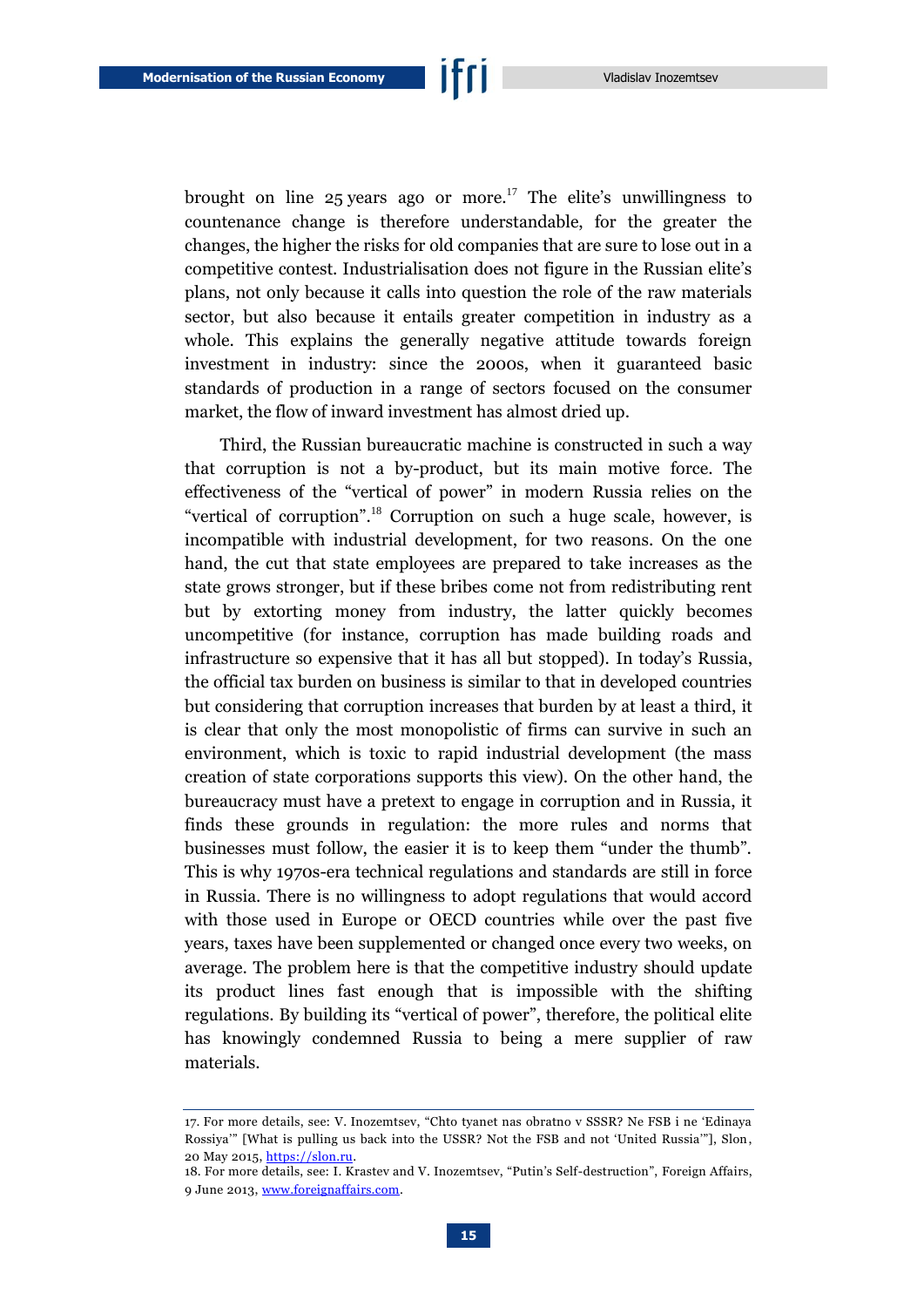brought on line 25 years ago or more.[17] The elite's unwillingness to countenance change is therefore understandable, for the greater the changes, the higher the risks for old companies that are sure to lose out in a competitive contest. Industrialisation does not figure in the Russian elite's plans, not only because it calls into question the role of the raw materials sector, but also because it entails greater competition in industry as a whole. This explains the generally negative attitude towards foreign investment in industry: since the 2000s, when it guaranteed basic standards of production in a range of sectors focused on the consumer market, the flow of inward investment has almost dried up.

Third, the Russian bureaucratic machine is constructed in such a way that corruption is not a by-product, but its main motive force. The effectiveness of the "vertical of power" in modern Russia relies on the "vertical of corruption".[18] Corruption on such a huge scale, however, is incompatible with industrial development, for two reasons. On the one hand, the cut that state employees are prepared to take increases as the state grows stronger, but if these bribes come not from redistributing rent but by extorting money from industry, the latter quickly becomes uncompetitive (for instance, corruption has made building roads and infrastructure so expensive that it has all but stopped). In today's Russia, the official tax burden on business is similar to that in developed countries but considering that corruption increases that burden by at least a third, it is clear that only the most monopolistic of firms can survive in such an environment, which is toxic to rapid industrial development (the mass creation of state corporations supports this view). On the other hand, the bureaucracy must have a pretext to engage in corruption and in Russia, it finds these grounds in regulation: the more rules and norms that businesses must follow, the easier it is to keep them "under the thumb". This is why 1970s-era technical regulations and standards are still in force in Russia. There is no willingness to adopt regulations that would accord with those used in Europe or OECD countries while over the past five years, taxes have been supplemented or changed once every two weeks, on average. The problem here is that the competitive industry should update its product lines fast enough that is impossible with the shifting regulations. By building its "vertical of power", therefore, the political elite has knowingly condemned Russia to being a mere supplier of raw materials.

---

17. For more details, see: V. Inozemtsev, "Chto tyanet nas obratno v SSSR? Ne FSB i ne 'Edinaya Rossiya'" [What is pulling us back into the USSR? Not the FSB and not 'United Russia'"], Slon, 20 May 2015, https://slon.ru.

18. For more details, see: I. Krastev and V. Inozemtsev, "Putin's Self-destruction", Foreign Affairs, 9 June 2013, www.foreignaffairs.com.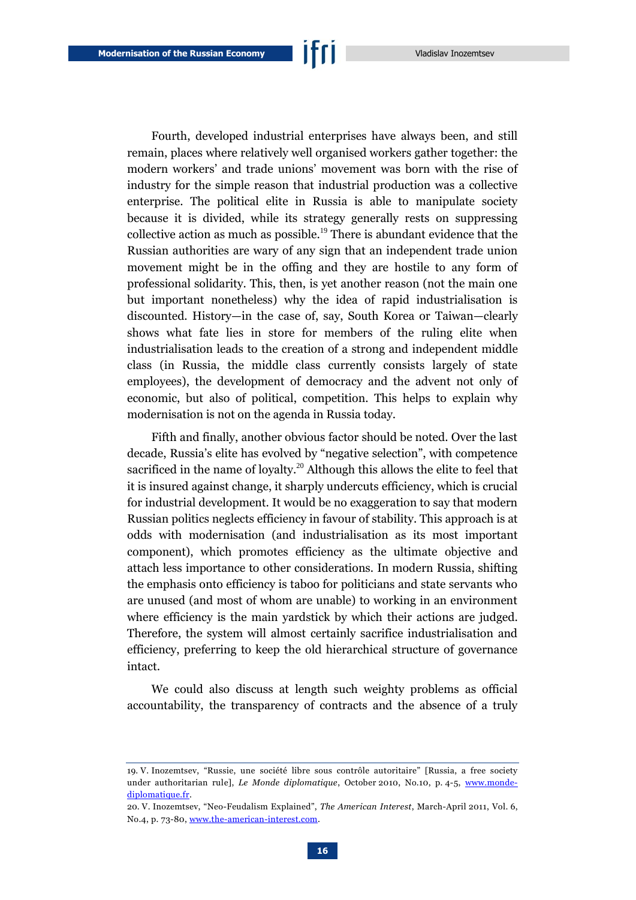Fourth, developed industrial enterprises have always been, and still remain, places where relatively well organised workers gather together: the modern workers' and trade unions' movement was born with the rise of industry for the simple reason that industrial production was a collective enterprise. The political elite in Russia is able to manipulate society because it is divided, while its strategy generally rests on suppressing collective action as much as possible.[19] There is abundant evidence that the Russian authorities are wary of any sign that an independent trade union movement might be in the offing and they are hostile to any form of professional solidarity. This, then, is yet another reason (not the main one but important nonetheless) why the idea of rapid industrialisation is discounted. History—in the case of, say, South Korea or Taiwan—clearly shows what fate lies in store for members of the ruling elite when industrialisation leads to the creation of a strong and independent middle class (in Russia, the middle class currently consists largely of state employees), the development of democracy and the advent not only of economic, but also of political, competition. This helps to explain why modernisation is not on the agenda in Russia today.

Fifth and finally, another obvious factor should be noted. Over the last decade, Russia's elite has evolved by "negative selection", with competence sacrificed in the name of loyalty.[20] Although this allows the elite to feel that it is insured against change, it sharply undercuts efficiency, which is crucial for industrial development. It would be no exaggeration to say that modern Russian politics neglects efficiency in favour of stability. This approach is at odds with modernisation (and industrialisation as its most important component), which promotes efficiency as the ultimate objective and attach less importance to other considerations. In modern Russia, shifting the emphasis onto efficiency is taboo for politicians and state servants who are unused (and most of whom are unable) to working in an environment where efficiency is the main yardstick by which their actions are judged. Therefore, the system will almost certainly sacrifice industrialisation and efficiency, preferring to keep the old hierarchical structure of governance intact.

We could also discuss at length such weighty problems as official accountability, the transparency of contracts and the absence of a truly

---

19. V. Inozemtsev, "Russie, une société libre sous contrôle autoritaire" [Russia, a free society under authoritarian rule], *Le Monde diplomatique*, October 2010, No.10, p. 4-5, www.monde-diplomatique.fr.

20. V. Inozemtsev, "Neo-Feudalism Explained", *The American Interest*, March-April 2011, Vol. 6, No.4, p. 73-80, www.the-american-interest.com.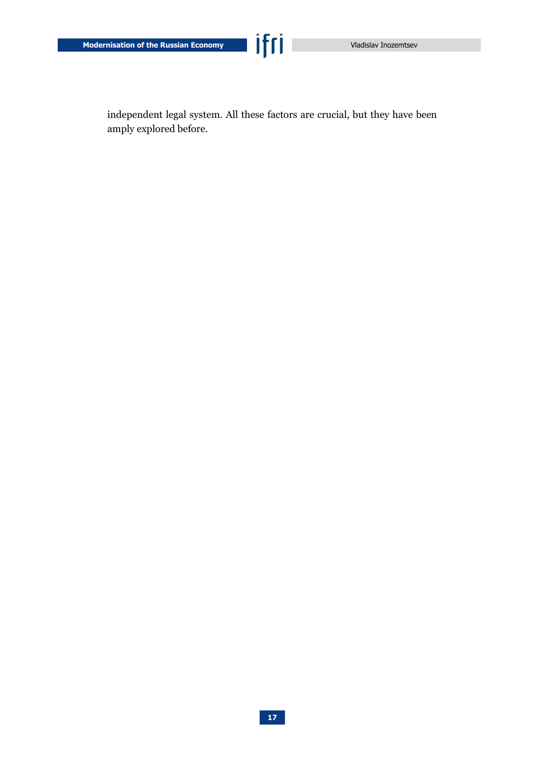independent legal system. All these factors are crucial, but they have been amply explored before.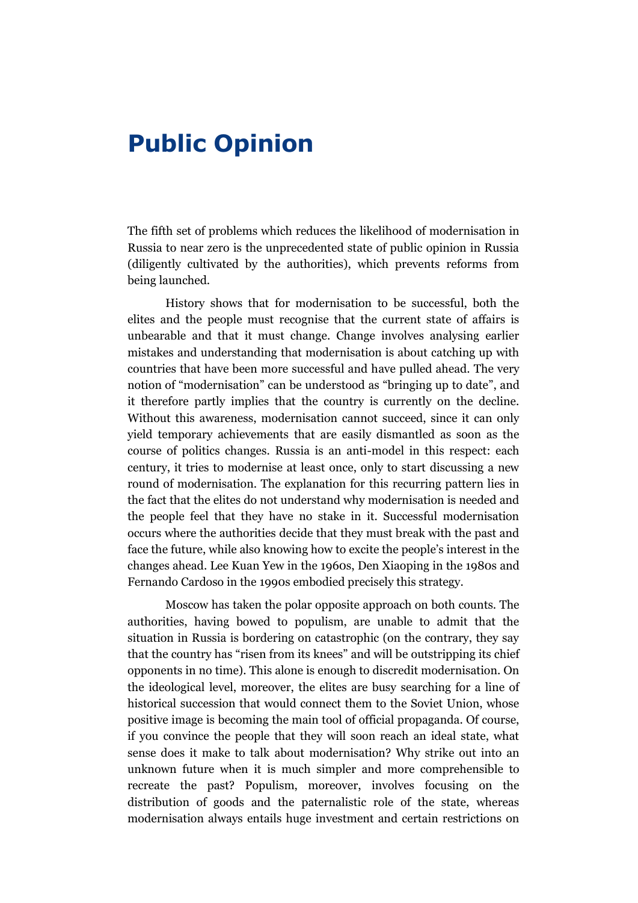# Public Opinion

The fifth set of problems which reduces the likelihood of modernisation in Russia to near zero is the unprecedented state of public opinion in Russia (diligently cultivated by the authorities), which prevents reforms from being launched.

History shows that for modernisation to be successful, both the elites and the people must recognise that the current state of affairs is unbearable and that it must change. Change involves analysing earlier mistakes and understanding that modernisation is about catching up with countries that have been more successful and have pulled ahead. The very notion of "modernisation" can be understood as "bringing up to date", and it therefore partly implies that the country is currently on the decline. Without this awareness, modernisation cannot succeed, since it can only yield temporary achievements that are easily dismantled as soon as the course of politics changes. Russia is an anti-model in this respect: each century, it tries to modernise at least once, only to start discussing a new round of modernisation. The explanation for this recurring pattern lies in the fact that the elites do not understand why modernisation is needed and the people feel that they have no stake in it. Successful modernisation occurs where the authorities decide that they must break with the past and face the future, while also knowing how to excite the people's interest in the changes ahead. Lee Kuan Yew in the 1960s, Den Xiaoping in the 1980s and Fernando Cardoso in the 1990s embodied precisely this strategy.

Moscow has taken the polar opposite approach on both counts. The authorities, having bowed to populism, are unable to admit that the situation in Russia is bordering on catastrophic (on the contrary, they say that the country has "risen from its knees" and will be outstripping its chief opponents in no time). This alone is enough to discredit modernisation. On the ideological level, moreover, the elites are busy searching for a line of historical succession that would connect them to the Soviet Union, whose positive image is becoming the main tool of official propaganda. Of course, if you convince the people that they will soon reach an ideal state, what sense does it make to talk about modernisation? Why strike out into an unknown future when it is much simpler and more comprehensible to recreate the past? Populism, moreover, involves focusing on the distribution of goods and the paternalistic role of the state, whereas modernisation always entails huge investment and certain restrictions on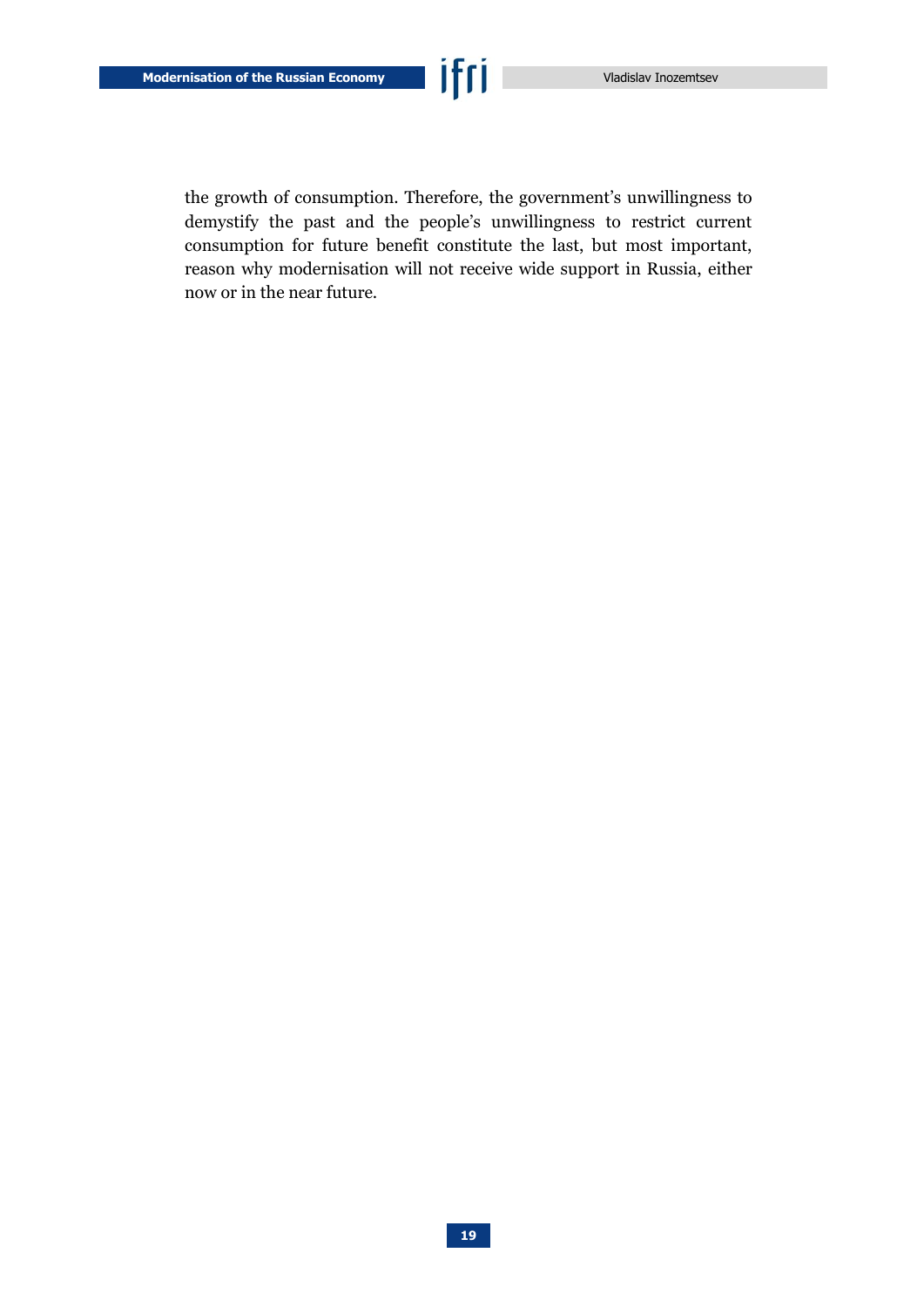the growth of consumption. Therefore, the government's unwillingness to demystify the past and the people's unwillingness to restrict current consumption for future benefit constitute the last, but most important, reason why modernisation will not receive wide support in Russia, either now or in the near future.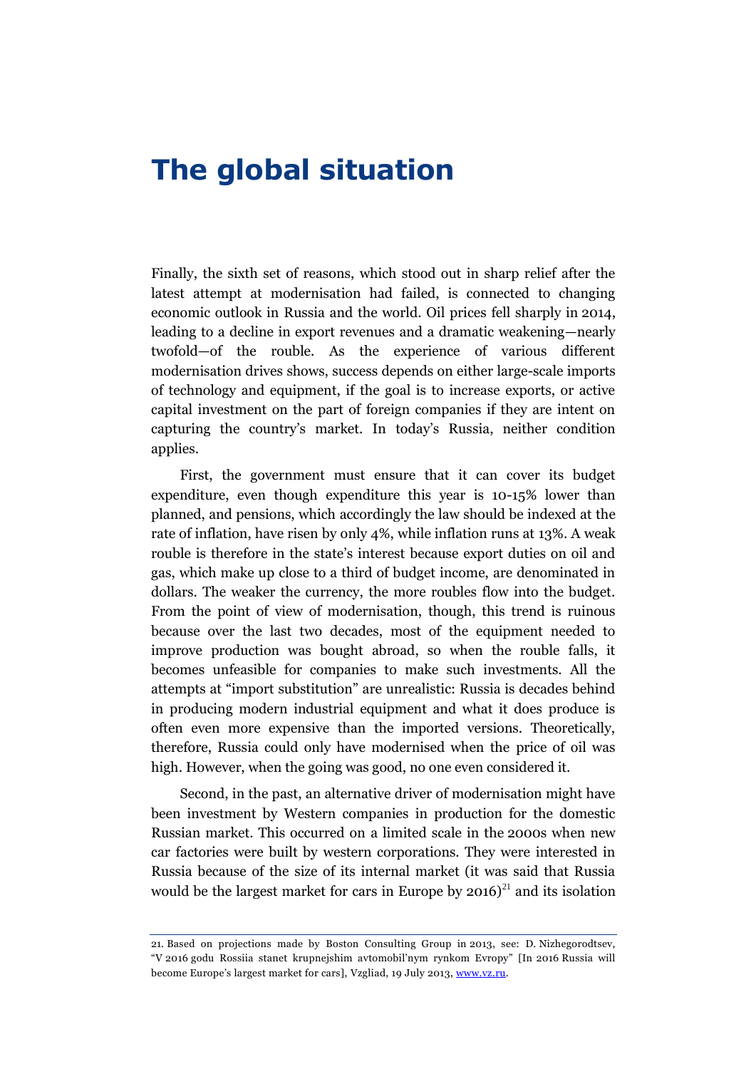# The global situation

Finally, the sixth set of reasons, which stood out in sharp relief after the latest attempt at modernisation had failed, is connected to changing economic outlook in Russia and the world. Oil prices fell sharply in 2014, leading to a decline in export revenues and a dramatic weakening—nearly twofold—of the rouble. As the experience of various different modernisation drives shows, success depends on either large-scale imports of technology and equipment, if the goal is to increase exports, or active capital investment on the part of foreign companies if they are intent on capturing the country's market. In today's Russia, neither condition applies.

First, the government must ensure that it can cover its budget expenditure, even though expenditure this year is 10-15% lower than planned, and pensions, which accordingly the law should be indexed at the rate of inflation, have risen by only 4%, while inflation runs at 13%. A weak rouble is therefore in the state's interest because export duties on oil and gas, which make up close to a third of budget income, are denominated in dollars. The weaker the currency, the more roubles flow into the budget. From the point of view of modernisation, though, this trend is ruinous because over the last two decades, most of the equipment needed to improve production was bought abroad, so when the rouble falls, it becomes unfeasible for companies to make such investments. All the attempts at "import substitution" are unrealistic: Russia is decades behind in producing modern industrial equipment and what it does produce is often even more expensive than the imported versions. Theoretically, therefore, Russia could only have modernised when the price of oil was high. However, when the going was good, no one even considered it.

Second, in the past, an alternative driver of modernisation might have been investment by Western companies in production for the domestic Russian market. This occurred on a limited scale in the 2000s when new car factories were built by western corporations. They were interested in Russia because of the size of its internal market (it was said that Russia would be the largest market for cars in Europe by 2016)[21] and its isolation

21. Based on projections made by Boston Consulting Group in 2013, see: D. Nizhegorodtsev, "V 2016 godu Rossiia stanet krupnejshim avtomobil'nym rynkom Evropy" [In 2016 Russia will become Europe's largest market for cars], Vzgliad, 19 July 2013, www.vz.ru.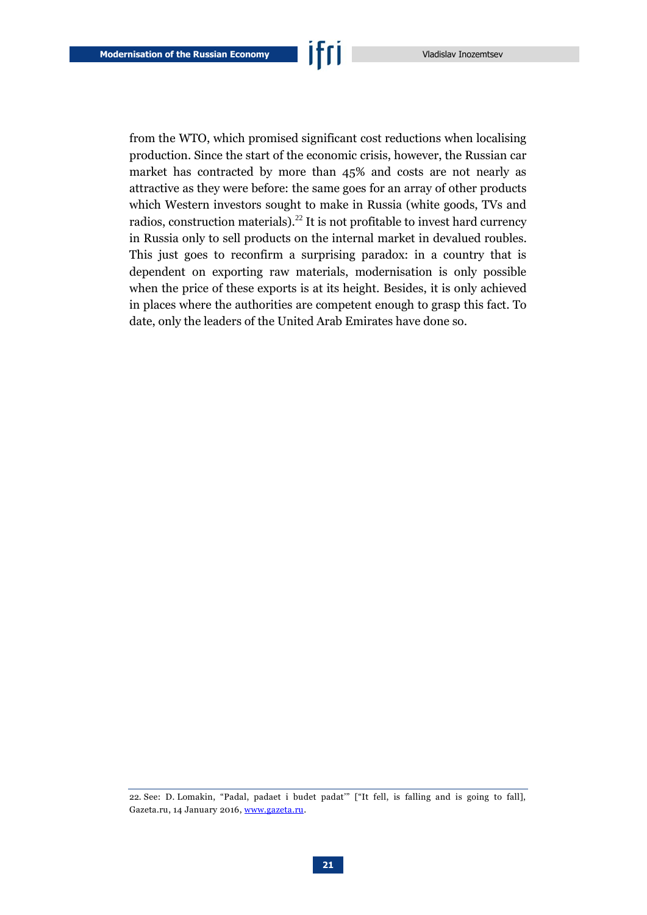from the WTO, which promised significant cost reductions when localising production. Since the start of the economic crisis, however, the Russian car market has contracted by more than 45% and costs are not nearly as attractive as they were before: the same goes for an array of other products which Western investors sought to make in Russia (white goods, TVs and radios, construction materials).[22] It is not profitable to invest hard currency in Russia only to sell products on the internal market in devalued roubles. This just goes to reconfirm a surprising paradox: in a country that is dependent on exporting raw materials, modernisation is only possible when the price of these exports is at its height. Besides, it is only achieved in places where the authorities are competent enough to grasp this fact. To date, only the leaders of the United Arab Emirates have done so.

---

22. See: D. Lomakin, "Padal, padaet i budet padat'" ["It fell, is falling and is going to fall], Gazeta.ru, 14 January 2016, www.gazeta.ru.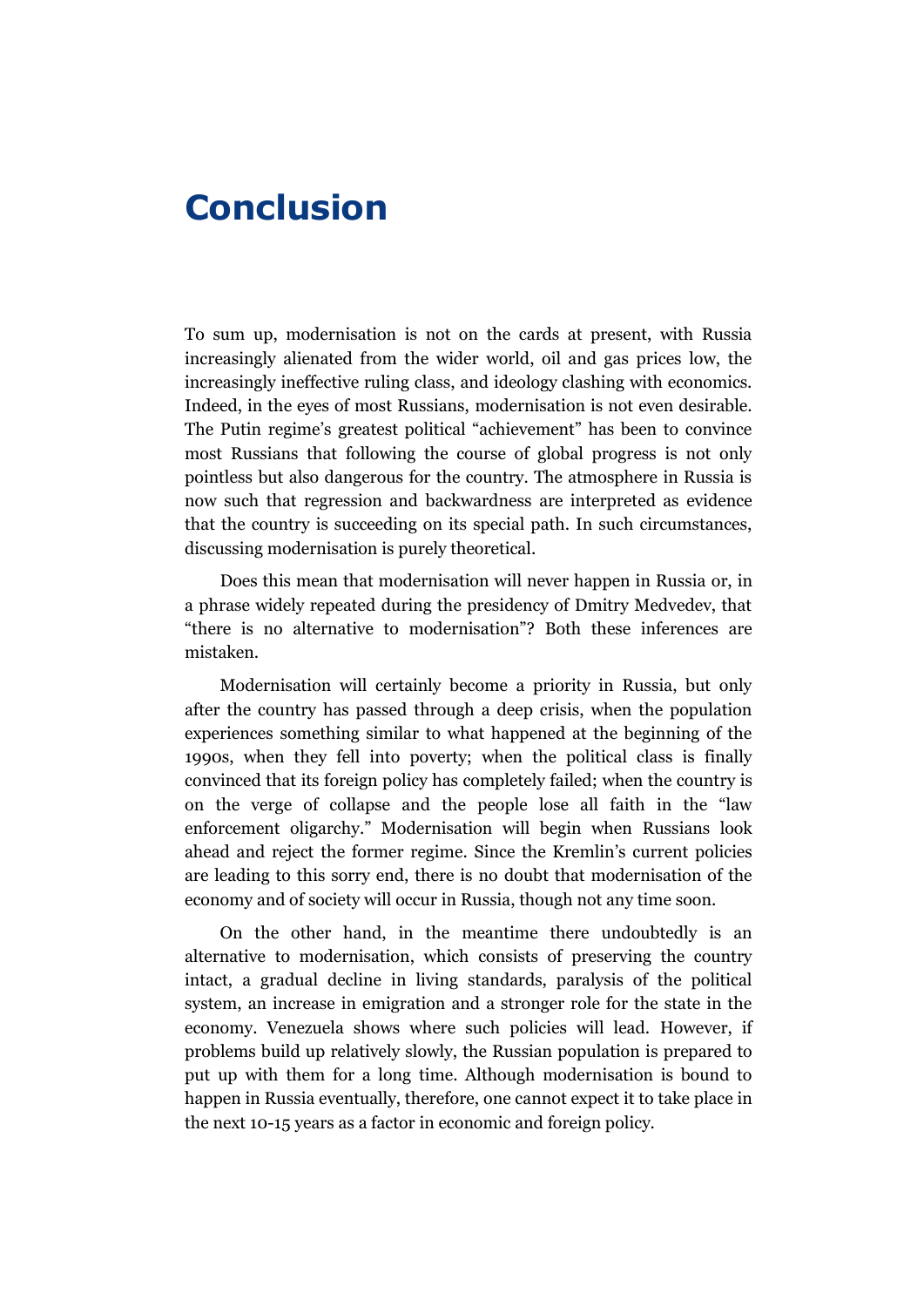# Conclusion

To sum up, modernisation is not on the cards at present, with Russia increasingly alienated from the wider world, oil and gas prices low, the increasingly ineffective ruling class, and ideology clashing with economics. Indeed, in the eyes of most Russians, modernisation is not even desirable. The Putin regime's greatest political "achievement" has been to convince most Russians that following the course of global progress is not only pointless but also dangerous for the country. The atmosphere in Russia is now such that regression and backwardness are interpreted as evidence that the country is succeeding on its special path. In such circumstances, discussing modernisation is purely theoretical.

Does this mean that modernisation will never happen in Russia or, in a phrase widely repeated during the presidency of Dmitry Medvedev, that "there is no alternative to modernisation"? Both these inferences are mistaken.

Modernisation will certainly become a priority in Russia, but only after the country has passed through a deep crisis, when the population experiences something similar to what happened at the beginning of the 1990s, when they fell into poverty; when the political class is finally convinced that its foreign policy has completely failed; when the country is on the verge of collapse and the people lose all faith in the "law enforcement oligarchy." Modernisation will begin when Russians look ahead and reject the former regime. Since the Kremlin's current policies are leading to this sorry end, there is no doubt that modernisation of the economy and of society will occur in Russia, though not any time soon.

On the other hand, in the meantime there undoubtedly is an alternative to modernisation, which consists of preserving the country intact, a gradual decline in living standards, paralysis of the political system, an increase in emigration and a stronger role for the state in the economy. Venezuela shows where such policies will lead. However, if problems build up relatively slowly, the Russian population is prepared to put up with them for a long time. Although modernisation is bound to happen in Russia eventually, therefore, one cannot expect it to take place in the next 10-15 years as a factor in economic and foreign policy.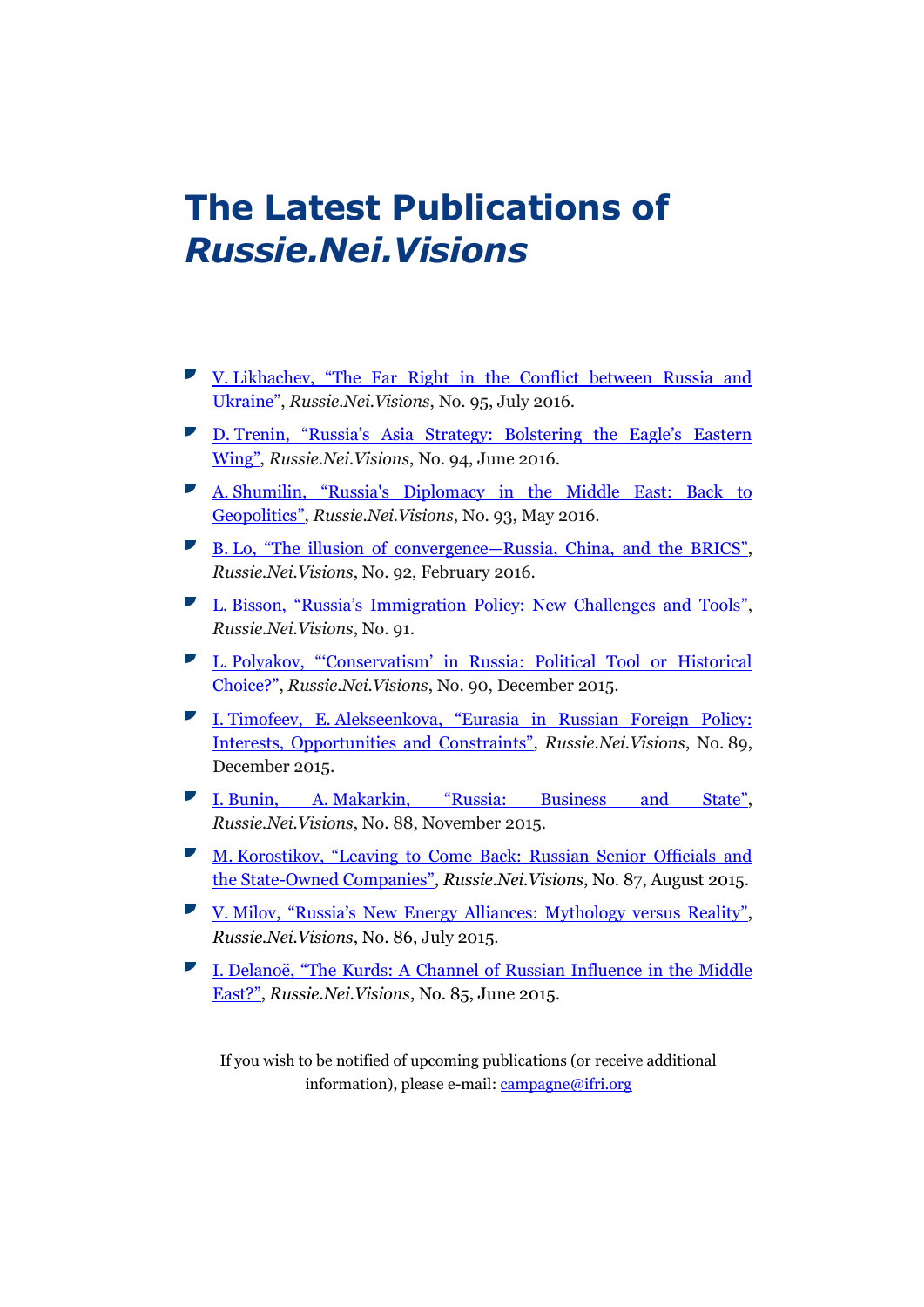# The Latest Publications of *Russie.Nei.Visions*

- V. Likhachev, "The Far Right in the Conflict between Russia and Ukraine", *Russie.Nei.Visions*, No. 95, July 2016.
- D. Trenin, "Russia's Asia Strategy: Bolstering the Eagle's Eastern Wing", *Russie.Nei.Visions*, No. 94, June 2016.
- A. Shumilin, "Russia's Diplomacy in the Middle East: Back to Geopolitics", *Russie.Nei.Visions*, No. 93, May 2016.
- B. Lo, "The illusion of convergence—Russia, China, and the BRICS", *Russie.Nei.Visions*, No. 92, February 2016.
- L. Bisson, "Russia's Immigration Policy: New Challenges and Tools", *Russie.Nei.Visions*, No. 91.
- L. Polyakov, "'Conservatism' in Russia: Political Tool or Historical Choice?", *Russie.Nei.Visions*, No. 90, December 2015.
- I. Timofeev, E. Alekseenkova, "Eurasia in Russian Foreign Policy: Interests, Opportunities and Constraints", *Russie.Nei.Visions*, No. 89, December 2015.
- I. Bunin, A. Makarkin, "Russia: Business and State", *Russie.Nei.Visions*, No. 88, November 2015.
- M. Korostikov, "Leaving to Come Back: Russian Senior Officials and the State-Owned Companies", *Russie.Nei.Visions*, No. 87, August 2015.
- V. Milov, "Russia's New Energy Alliances: Mythology versus Reality", *Russie.Nei.Visions*, No. 86, July 2015.
- I. Delanoë, "The Kurds: A Channel of Russian Influence in the Middle East?", *Russie.Nei.Visions*, No. 85, June 2015.

If you wish to be notified of upcoming publications (or receive additional information), please e-mail: campagne@ifri.org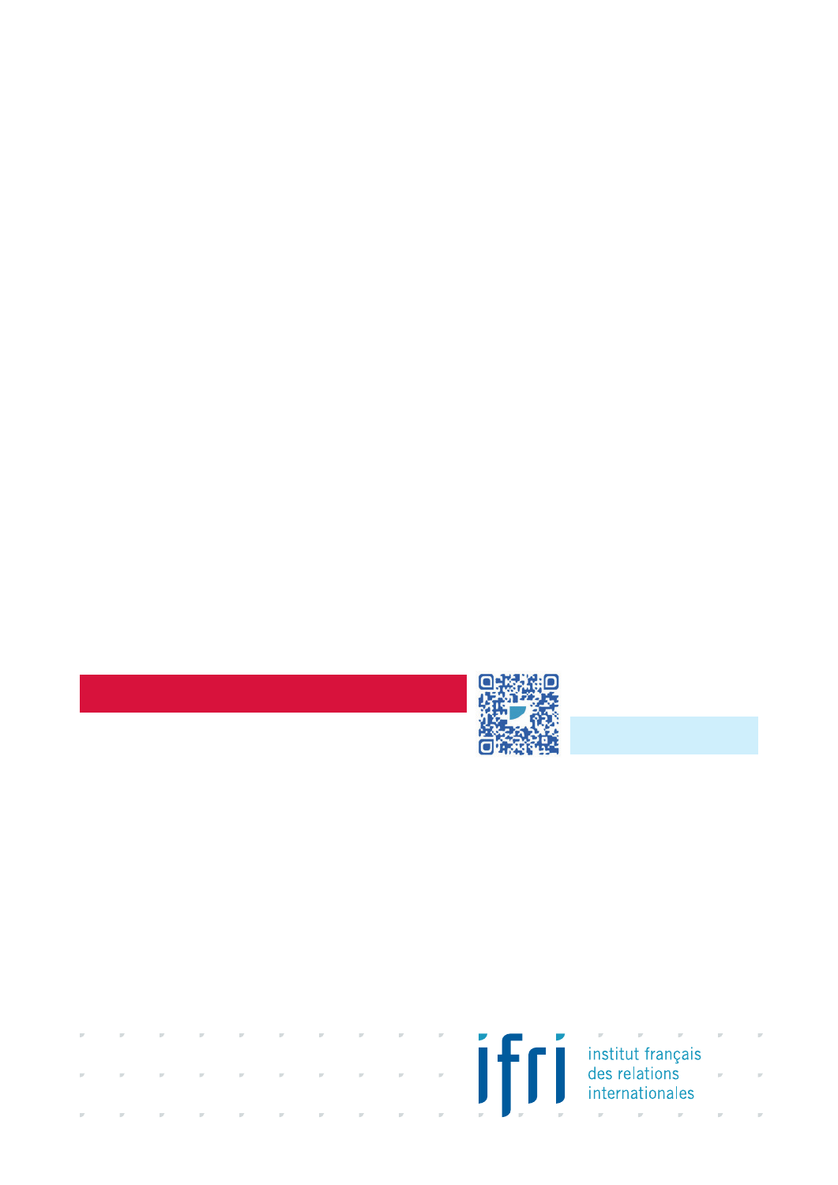institut français
des relations
internationales